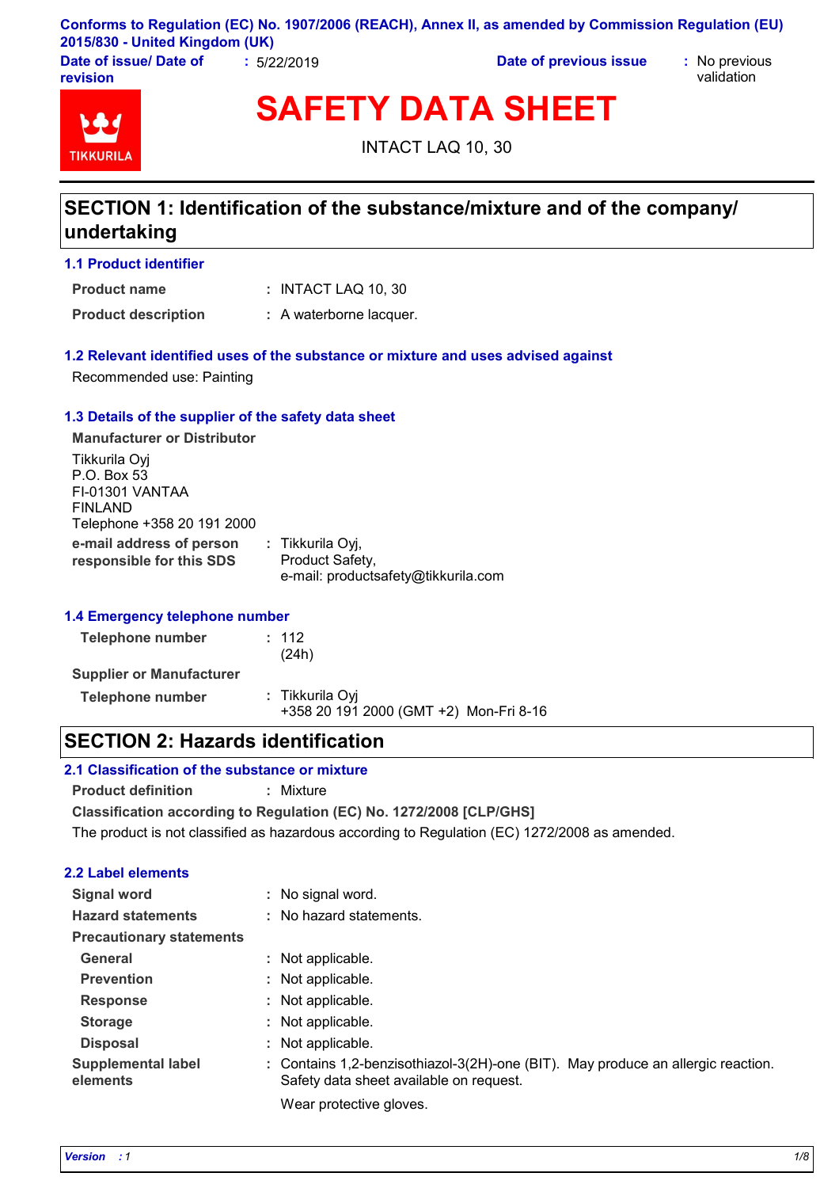Conforms to Regulation (EC) No. 1907/2006 (REACH), Annex II, as amended by Commission Regulation (EU) 2015/830 - United Kingdom (UK)

**Date of issue/ Date of revision** : 5/22/2019 **Date of previous issue** : No previous validation

TIKKURILA

# SAFETY DATA SHEET

INTACT LAQ 10, 30

## SECTION 1: Identification of the substance/mixture and of the company/ undertaking

### 1.1 Product identifier

**Product name** : INTACT LAQ 10, 30

**Product description** : A waterborne lacquer.

### 1.2 Relevant identified uses of the substance or mixture and uses advised against

Recommended use: Painting

### 1.3 Details of the supplier of the safety data sheet

**Manufacturer or Distributor**

Tikkurila Oyj
P.O. Box 53
FI-01301 VANTAA
FINLAND
Telephone +358 20 191 2000

**e-mail address of person responsible for this SDS** : Tikkurila Oyj, Product Safety, e-mail: productsafety@tikkurila.com

### 1.4 Emergency telephone number

**Telephone number** : 112 (24h)

**Supplier or Manufacturer**

**Telephone number** : Tikkurila Oyj +358 20 191 2000 (GMT +2) Mon-Fri 8-16

## SECTION 2: Hazards identification

### 2.1 Classification of the substance or mixture

**Product definition** : Mixture

**Classification according to Regulation (EC) No. 1272/2008 [CLP/GHS]**

The product is not classified as hazardous according to Regulation (EC) 1272/2008 as amended.

### 2.2 Label elements

**Signal word** : No signal word.

**Hazard statements** : No hazard statements.

**Precautionary statements**

**General** : Not applicable.

**Prevention** : Not applicable.

**Response** : Not applicable.

**Storage** : Not applicable.

**Disposal** : Not applicable.

**Supplemental label elements** : Contains 1,2-benzisothiazol-3(2H)-one (BIT). May produce an allergic reaction. Safety data sheet available on request.

Wear protective gloves.

*Version : 1*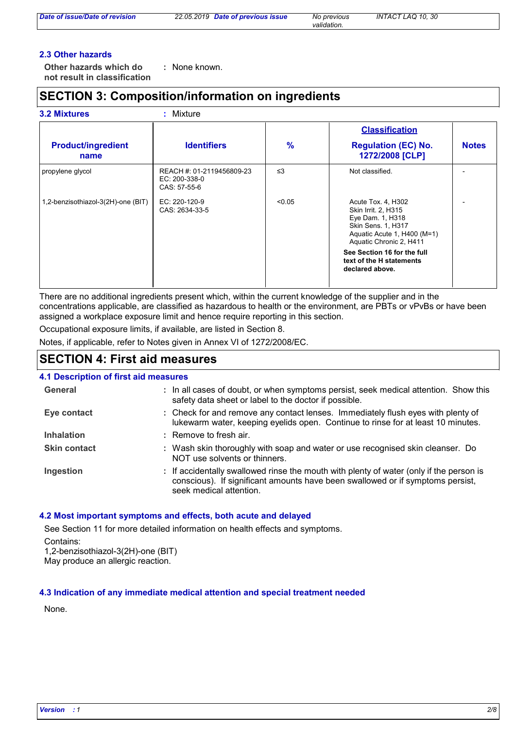### 2.3 Other hazards

**Other hazards which do not result in classification** : None known.

## SECTION 3: Composition/information on ingredients

**3.2 Mixtures** : Mixture

| Product/ingredient name | Identifiers | % | Classification Regulation (EC) No. 1272/2008 [CLP] | Notes |
|---|---|---|---|---|
| propylene glycol | REACH #: 01-2119456809-23<br>EC: 200-338-0<br>CAS: 57-55-6 | ≤3 | Not classified. | - |
| 1,2-benzisothiazol-3(2H)-one (BIT) | EC: 220-120-9<br>CAS: 2634-33-5 | <0.05 | Acute Tox. 4, H302<br>Skin Irrit. 2, H315<br>Eye Dam. 1, H318<br>Skin Sens. 1, H317<br>Aquatic Acute 1, H400 (M=1)<br>Aquatic Chronic 2, H411<br>**See Section 16 for the full text of the H statements declared above.** | - |

There are no additional ingredients present which, within the current knowledge of the supplier and in the concentrations applicable, are classified as hazardous to health or the environment, are PBTs or vPvBs or have been assigned a workplace exposure limit and hence require reporting in this section.

Occupational exposure limits, if available, are listed in Section 8.

Notes, if applicable, refer to Notes given in Annex VI of 1272/2008/EC.

## SECTION 4: First aid measures

### 4.1 Description of first aid measures

**General** : In all cases of doubt, or when symptoms persist, seek medical attention. Show this safety data sheet or label to the doctor if possible.

**Eye contact** : Check for and remove any contact lenses. Immediately flush eyes with plenty of lukewarm water, keeping eyelids open. Continue to rinse for at least 10 minutes.

**Inhalation** : Remove to fresh air.

**Skin contact** : Wash skin thoroughly with soap and water or use recognised skin cleanser. Do NOT use solvents or thinners.

**Ingestion** : If accidentally swallowed rinse the mouth with plenty of water (only if the person is conscious). If significant amounts have been swallowed or if symptoms persist, seek medical attention.

### 4.2 Most important symptoms and effects, both acute and delayed

See Section 11 for more detailed information on health effects and symptoms.

Contains:
1,2-benzisothiazol-3(2H)-one (BIT)
May produce an allergic reaction.

### 4.3 Indication of any immediate medical attention and special treatment needed

None.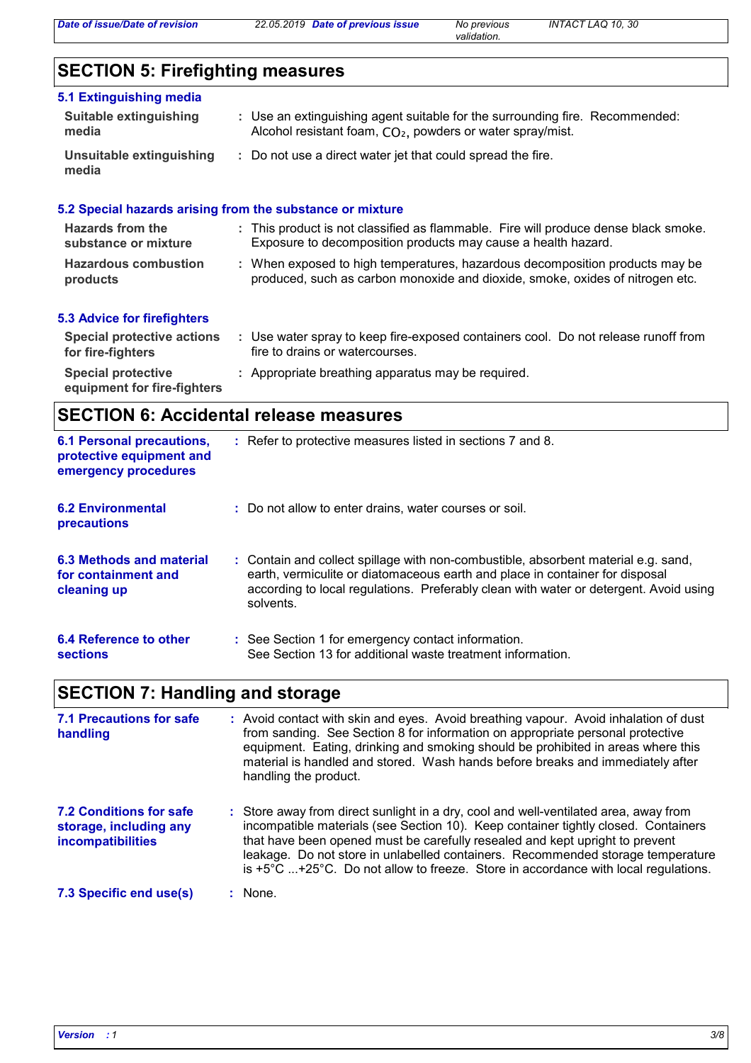## SECTION 5: Firefighting measures

### 5.1 Extinguishing media

**Suitable extinguishing media** : Use an extinguishing agent suitable for the surrounding fire. Recommended: Alcohol resistant foam, $CO_2$, powders or water spray/mist.

**Unsuitable extinguishing media** : Do not use a direct water jet that could spread the fire.

### 5.2 Special hazards arising from the substance or mixture

**Hazards from the substance or mixture** : This product is not classified as flammable. Fire will produce dense black smoke. Exposure to decomposition products may cause a health hazard.

**Hazardous combustion products** : When exposed to high temperatures, hazardous decomposition products may be produced, such as carbon monoxide and dioxide, smoke, oxides of nitrogen etc.

### 5.3 Advice for firefighters

**Special protective actions for fire-fighters** : Use water spray to keep fire-exposed containers cool. Do not release runoff from fire to drains or watercourses.

**Special protective equipment for fire-fighters** : Appropriate breathing apparatus may be required.

## SECTION 6: Accidental release measures

**6.1 Personal precautions, protective equipment and emergency procedures** : Refer to protective measures listed in sections 7 and 8.

**6.2 Environmental precautions** : Do not allow to enter drains, water courses or soil.

**6.3 Methods and material for containment and cleaning up** : Contain and collect spillage with non-combustible, absorbent material e.g. sand, earth, vermiculite or diatomaceous earth and place in container for disposal according to local regulations. Preferably clean with water or detergent. Avoid using solvents.

**6.4 Reference to other sections** : See Section 1 for emergency contact information.
See Section 13 for additional waste treatment information.

## SECTION 7: Handling and storage

**7.1 Precautions for safe handling** : Avoid contact with skin and eyes. Avoid breathing vapour. Avoid inhalation of dust from sanding. See Section 8 for information on appropriate personal protective equipment. Eating, drinking and smoking should be prohibited in areas where this material is handled and stored. Wash hands before breaks and immediately after handling the product.

**7.2 Conditions for safe storage, including any incompatibilities** : Store away from direct sunlight in a dry, cool and well-ventilated area, away from incompatible materials (see Section 10). Keep container tightly closed. Containers that have been opened must be carefully resealed and kept upright to prevent leakage. Do not store in unlabelled containers. Recommended storage temperature is +5°C ...+25°C. Do not allow to freeze. Store in accordance with local regulations.

**7.3 Specific end use(s)** : None.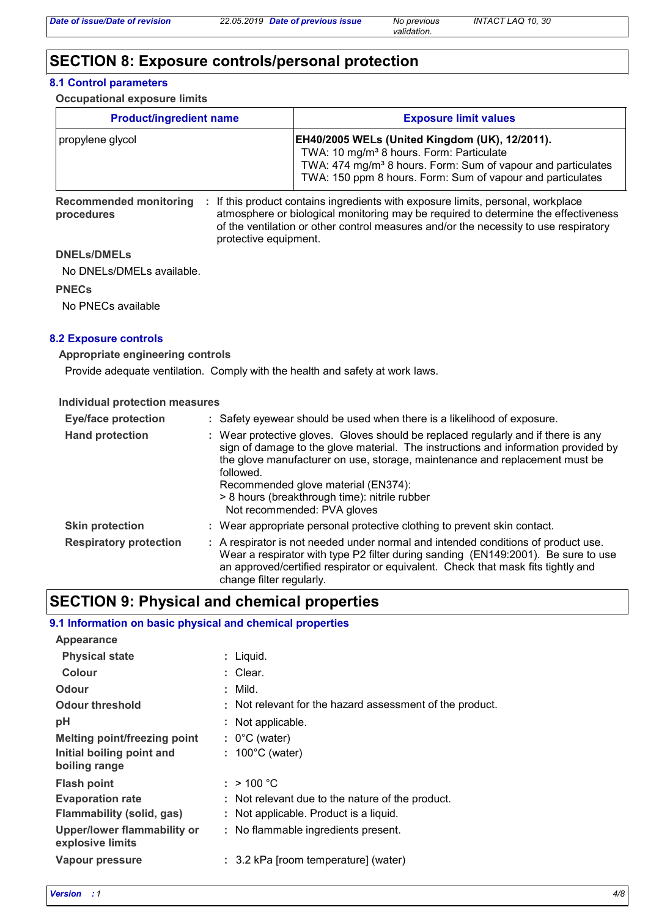## SECTION 8: Exposure controls/personal protection

### 8.1 Control parameters

**Occupational exposure limits**

| Product/ingredient name | Exposure limit values |
|---|---|
| propylene glycol | **EH40/2005 WELs (United Kingdom (UK), 12/2011).**<br>TWA: 10 mg/m³ 8 hours. Form: Particulate<br>TWA: 474 mg/m³ 8 hours. Form: Sum of vapour and particulates<br>TWA: 150 ppm 8 hours. Form: Sum of vapour and particulates |

**Recommended monitoring procedures** : If this product contains ingredients with exposure limits, personal, workplace atmosphere or biological monitoring may be required to determine the effectiveness of the ventilation or other control measures and/or the necessity to use respiratory protective equipment.

**DNELs/DMELs**

No DNELs/DMELs available.

**PNECs**

No PNECs available

### 8.2 Exposure controls

**Appropriate engineering controls**

Provide adequate ventilation. Comply with the health and safety at work laws.

**Individual protection measures**

**Eye/face protection** : Safety eyewear should be used when there is a likelihood of exposure.

**Hand protection** : Wear protective gloves. Gloves should be replaced regularly and if there is any sign of damage to the glove material. The instructions and information provided by the glove manufacturer on use, storage, maintenance and replacement must be followed.
Recommended glove material (EN374):
> 8 hours (breakthrough time): nitrile rubber
Not recommended: PVA gloves

**Skin protection** : Wear appropriate personal protective clothing to prevent skin contact.

**Respiratory protection** : A respirator is not needed under normal and intended conditions of product use. Wear a respirator with type P2 filter during sanding (EN149:2001). Be sure to use an approved/certified respirator or equivalent. Check that mask fits tightly and change filter regularly.

## SECTION 9: Physical and chemical properties

### 9.1 Information on basic physical and chemical properties

**Appearance**

**Physical state** : Liquid.

**Colour** : Clear.

**Odour** : Mild.

**Odour threshold** : Not relevant for the hazard assessment of the product.

**pH** : Not applicable.

**Melting point/freezing point** : 0°C (water)

**Initial boiling point and boiling range** : 100°C (water)

**Flash point** : > 100 °C

**Evaporation rate** : Not relevant due to the nature of the product.

**Flammability (solid, gas)** : Not applicable. Product is a liquid.

**Upper/lower flammability or explosive limits** : No flammable ingredients present.

**Vapour pressure** : 3.2 kPa [room temperature] (water)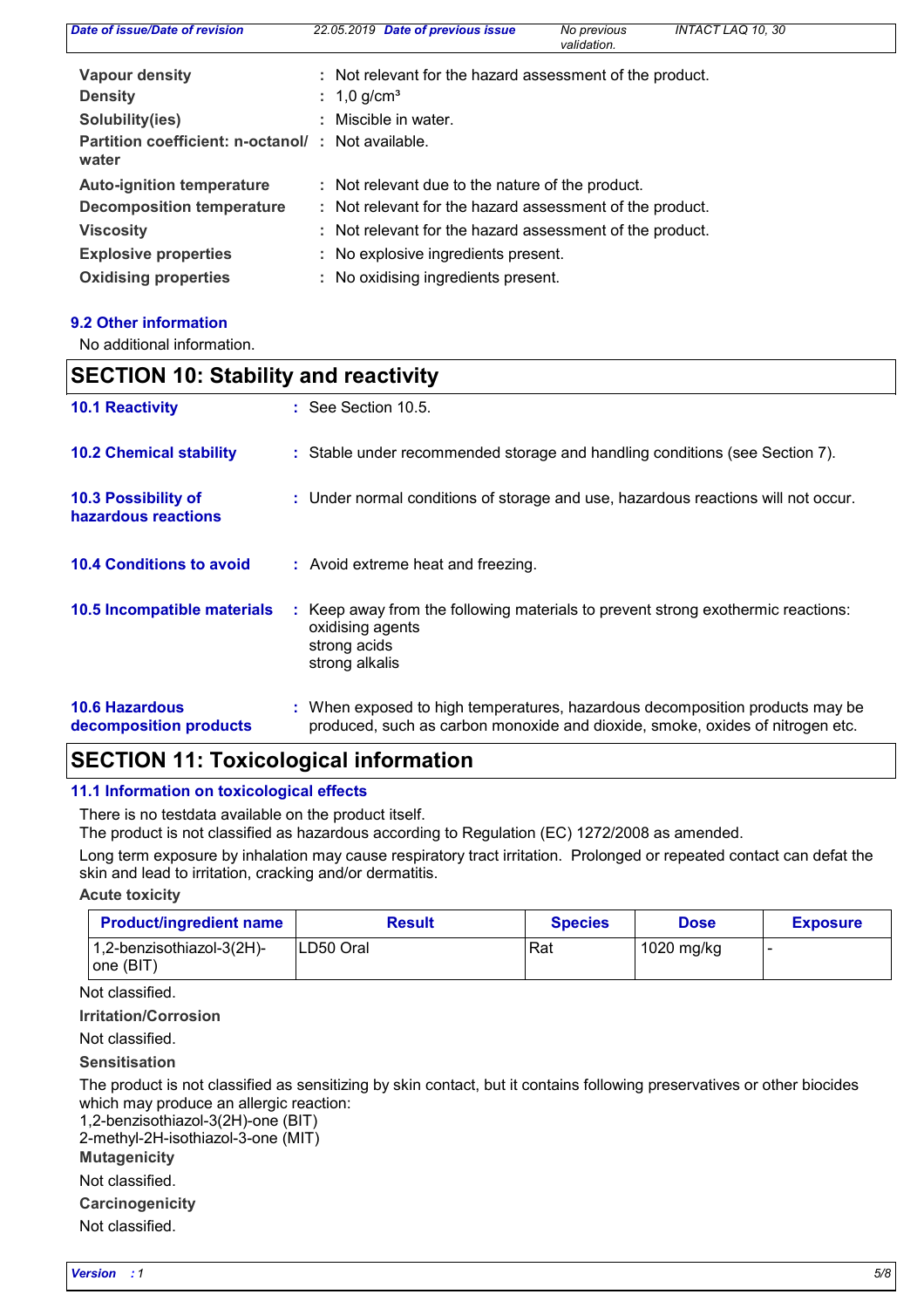| | | |
|---|---|---|
| **Vapour density** | : | Not relevant for the hazard assessment of the product. |
| **Density** | : | 1,0 g/cm³ |
| **Solubility(ies)** | : | Miscible in water. |
| **Partition coefficient: n-octanol/ water** | : | Not available. |
| **Auto-ignition temperature** | : | Not relevant due to the nature of the product. |
| **Decomposition temperature** | : | Not relevant for the hazard assessment of the product. |
| **Viscosity** | : | Not relevant for the hazard assessment of the product. |
| **Explosive properties** | : | No explosive ingredients present. |
| **Oxidising properties** | : | No oxidising ingredients present. |

### 9.2 Other information

No additional information.

## SECTION 10: Stability and reactivity

**10.1 Reactivity** : See Section 10.5.

**10.2 Chemical stability** : Stable under recommended storage and handling conditions (see Section 7).

**10.3 Possibility of hazardous reactions** : Under normal conditions of storage and use, hazardous reactions will not occur.

**10.4 Conditions to avoid** : Avoid extreme heat and freezing.

**10.5 Incompatible materials** : Keep away from the following materials to prevent strong exothermic reactions:
oxidising agents
strong acids
strong alkalis

**10.6 Hazardous decomposition products** : When exposed to high temperatures, hazardous decomposition products may be produced, such as carbon monoxide and dioxide, smoke, oxides of nitrogen etc.

## SECTION 11: Toxicological information

### 11.1 Information on toxicological effects

There is no testdata available on the product itself.
The product is not classified as hazardous according to Regulation (EC) 1272/2008 as amended.

Long term exposure by inhalation may cause respiratory tract irritation. Prolonged or repeated contact can defat the skin and lead to irritation, cracking and/or dermatitis.

**Acute toxicity**

| Product/ingredient name | Result | Species | Dose | Exposure |
|---|---|---|---|---|
| 1,2-benzisothiazol-3(2H)-one (BIT) | LD50 Oral | Rat | 1020 mg/kg | - |

Not classified.

**Irritation/Corrosion**

Not classified.

**Sensitisation**

The product is not classified as sensitizing by skin contact, but it contains following preservatives or other biocides which may produce an allergic reaction:
1,2-benzisothiazol-3(2H)-one (BIT)
2-methyl-2H-isothiazol-3-one (MIT)

**Mutagenicity**

Not classified.

**Carcinogenicity**

Not classified.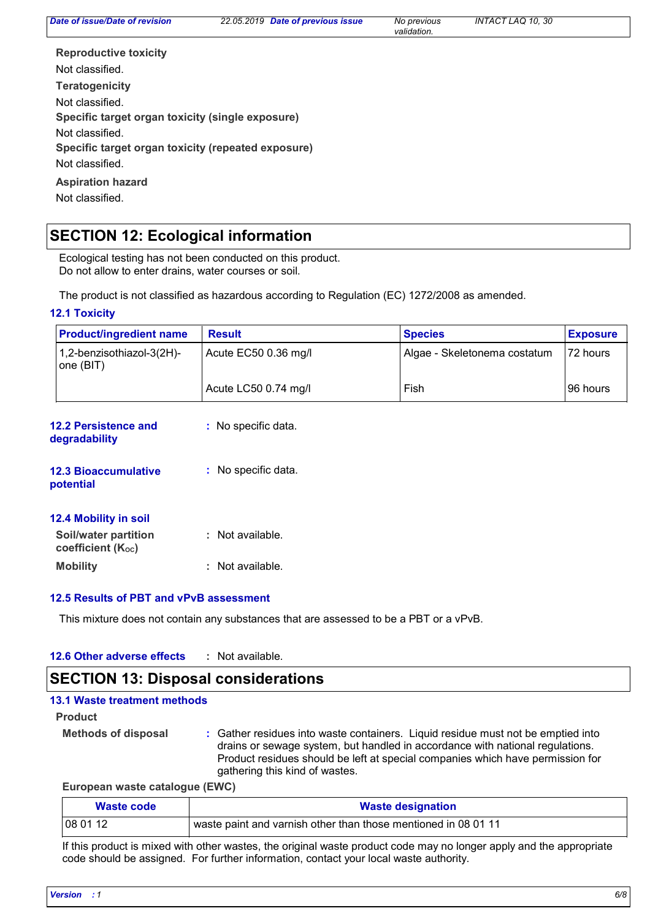**Reproductive toxicity**

Not classified.

**Teratogenicity**

Not classified.

**Specific target organ toxicity (single exposure)**

Not classified.

**Specific target organ toxicity (repeated exposure)**

Not classified.

**Aspiration hazard**

Not classified.

## SECTION 12: Ecological information

Ecological testing has not been conducted on this product.
Do not allow to enter drains, water courses or soil.

The product is not classified as hazardous according to Regulation (EC) 1272/2008 as amended.

### 12.1 Toxicity

| Product/ingredient name | Result | Species | Exposure |
|---|---|---|---|
| 1,2-benzisothiazol-3(2H)-one (BIT) | Acute EC50 0.36 mg/l | Algae - Skeletonema costatum | 72 hours |
| | Acute LC50 0.74 mg/l | Fish | 96 hours |

### 12.2 Persistence and degradability

: No specific data.

### 12.3 Bioaccumulative potential

: No specific data.

### 12.4 Mobility in soil

**Soil/water partition coefficient ($K_{OC}$)** : Not available.

**Mobility** : Not available.

### 12.5 Results of PBT and vPvB assessment

This mixture does not contain any substances that are assessed to be a PBT or a vPvB.

### 12.6 Other adverse effects

: Not available.

## SECTION 13: Disposal considerations

### 13.1 Waste treatment methods

**Product**

**Methods of disposal** : Gather residues into waste containers. Liquid residue must not be emptied into drains or sewage system, but handled in accordance with national regulations. Product residues should be left at special companies which have permission for gathering this kind of wastes.

**European waste catalogue (EWC)**

| Waste code | Waste designation |
|---|---|
| 08 01 12 | waste paint and varnish other than those mentioned in 08 01 11 |

If this product is mixed with other wastes, the original waste product code may no longer apply and the appropriate code should be assigned. For further information, contact your local waste authority.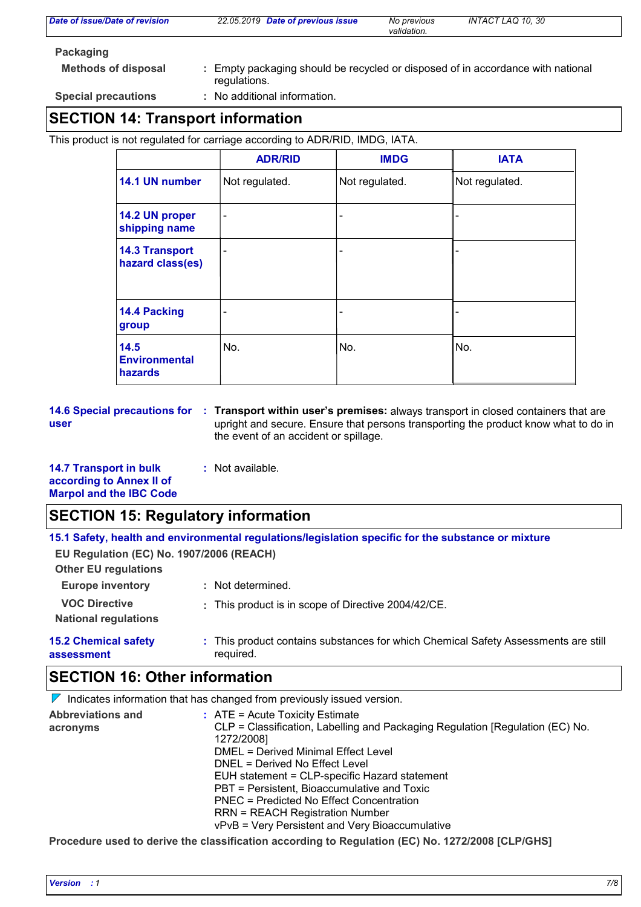**Packaging**

**Methods of disposal** : Empty packaging should be recycled or disposed of in accordance with national regulations.

**Special precautions** : No additional information.

## SECTION 14: Transport information

This product is not regulated for carriage according to ADR/RID, IMDG, IATA.

| | ADR/RID | IMDG | IATA |
|---|---|---|---|
| **14.1 UN number** | Not regulated. | Not regulated. | Not regulated. |
| **14.2 UN proper shipping name** | - | - | - |
| **14.3 Transport hazard class(es)** | - | - | - |
| **14.4 Packing group** | - | - | - |
| **14.5 Environmental hazards** | No. | No. | No. |

**14.6 Special precautions for user** : **Transport within user's premises:** always transport in closed containers that are upright and secure. Ensure that persons transporting the product know what to do in the event of an accident or spillage.

**14.7 Transport in bulk according to Annex II of Marpol and the IBC Code** : Not available.

## SECTION 15: Regulatory information

**15.1 Safety, health and environmental regulations/legislation specific for the substance or mixture**

**EU Regulation (EC) No. 1907/2006 (REACH)**

**Other EU regulations**

**Europe inventory** : Not determined.

**VOC Directive** : This product is in scope of Directive 2004/42/CE.

**National regulations**

**15.2 Chemical safety assessment** : This product contains substances for which Chemical Safety Assessments are still required.

## SECTION 16: Other information

Indicates information that has changed from previously issued version.

**Abbreviations and acronyms** : ATE = Acute Toxicity Estimate
CLP = Classification, Labelling and Packaging Regulation [Regulation (EC) No. 1272/2008]
DMEL = Derived Minimal Effect Level
DNEL = Derived No Effect Level
EUH statement = CLP-specific Hazard statement
PBT = Persistent, Bioaccumulative and Toxic
PNEC = Predicted No Effect Concentration
RRN = REACH Registration Number
vPvB = Very Persistent and Very Bioaccumulative

**Procedure used to derive the classification according to Regulation (EC) No. 1272/2008 [CLP/GHS]**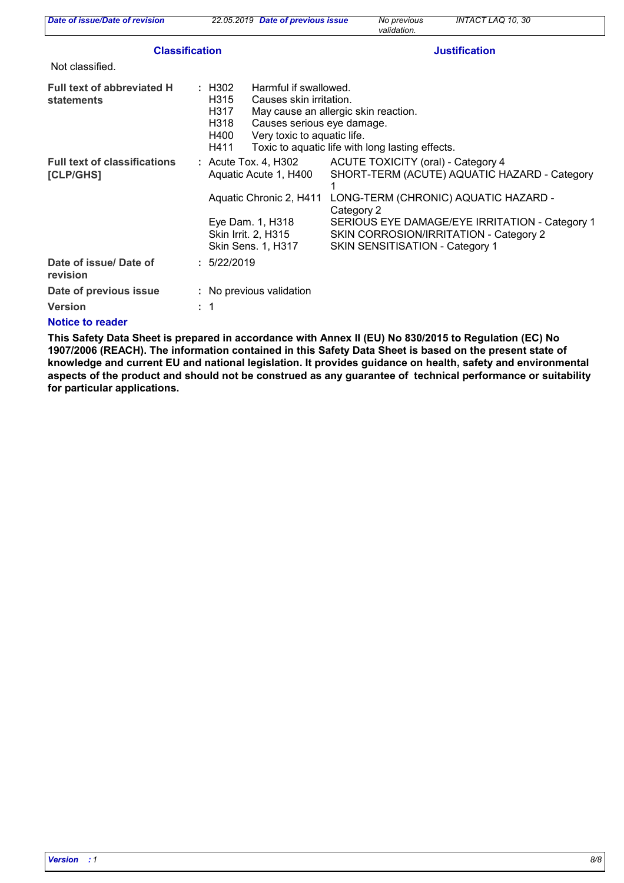| Classification | Justification |
| --- | --- |
| Not classified. | |

**Full text of abbreviated H statements** :

| | |
| --- | --- |
| H302 | Harmful if swallowed. |
| H315 | Causes skin irritation. |
| H317 | May cause an allergic skin reaction. |
| H318 | Causes serious eye damage. |
| H400 | Very toxic to aquatic life. |
| H411 | Toxic to aquatic life with long lasting effects. |

**Full text of classifications [CLP/GHS]** :

| | |
| --- | --- |
| Acute Tox. 4, H302 | ACUTE TOXICITY (oral) - Category 4 |
| Aquatic Acute 1, H400 | SHORT-TERM (ACUTE) AQUATIC HAZARD - Category 1 |
| Aquatic Chronic 2, H411 | LONG-TERM (CHRONIC) AQUATIC HAZARD - Category 2 |
| Eye Dam. 1, H318 | SERIOUS EYE DAMAGE/EYE IRRITATION - Category 1 |
| Skin Irrit. 2, H315 | SKIN CORROSION/IRRITATION - Category 2 |
| Skin Sens. 1, H317 | SKIN SENSITISATION - Category 1 |

**Date of issue/ Date of revision** : 5/22/2019

**Date of previous issue** : No previous validation

**Version** : 1

## Notice to reader

**This Safety Data Sheet is prepared in accordance with Annex II (EU) No 830/2015 to Regulation (EC) No 1907/2006 (REACH). The information contained in this Safety Data Sheet is based on the present state of knowledge and current EU and national legislation. It provides guidance on health, safety and environmental aspects of the product and should not be construed as any guarantee of technical performance or suitability for particular applications.**